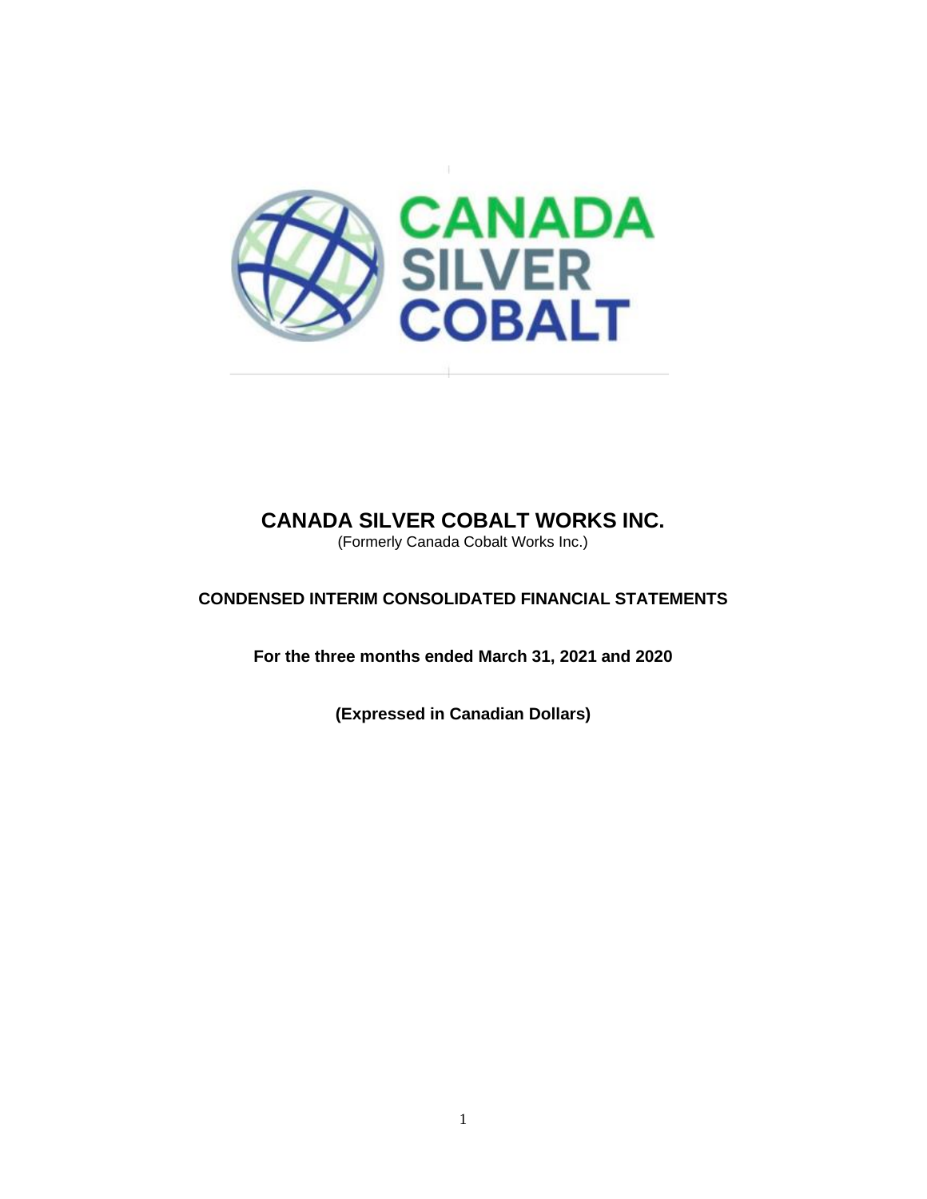# CANADA SILVER COBALT WORKS INC.

(Formerly Canada Cobalt Works Inc.)

## CONDENSED INTERIM CONSOLIDATED FINANCIAL STATEMENTS

**For the three months ended March 31, 2021 and 2020**

**(Expressed in Canadian Dollars)**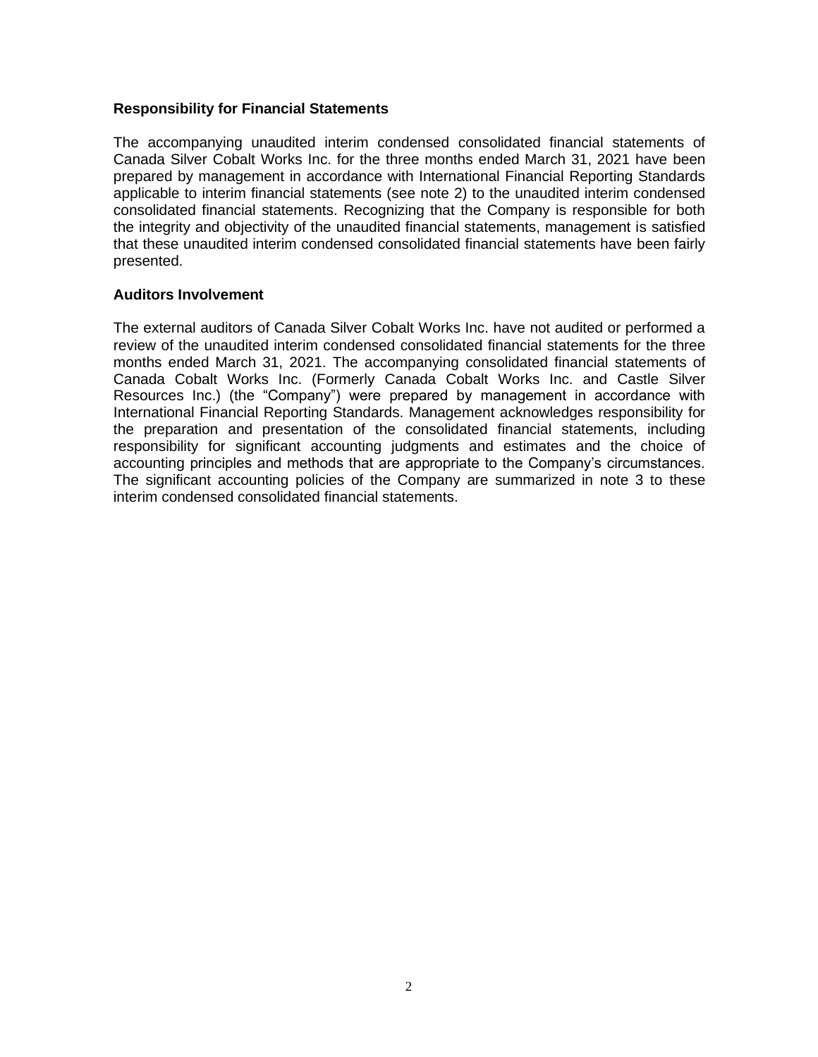**Responsibility for Financial Statements**

The accompanying unaudited interim condensed consolidated financial statements of Canada Silver Cobalt Works Inc. for the three months ended March 31, 2021 have been prepared by management in accordance with International Financial Reporting Standards applicable to interim financial statements (see note 2) to the unaudited interim condensed consolidated financial statements. Recognizing that the Company is responsible for both the integrity and objectivity of the unaudited financial statements, management is satisfied that these unaudited interim condensed consolidated financial statements have been fairly presented.

**Auditors Involvement**

The external auditors of Canada Silver Cobalt Works Inc. have not audited or performed a review of the unaudited interim condensed consolidated financial statements for the three months ended March 31, 2021. The accompanying consolidated financial statements of Canada Cobalt Works Inc. (Formerly Canada Cobalt Works Inc. and Castle Silver Resources Inc.) (the "Company") were prepared by management in accordance with International Financial Reporting Standards. Management acknowledges responsibility for the preparation and presentation of the consolidated financial statements, including responsibility for significant accounting judgments and estimates and the choice of accounting principles and methods that are appropriate to the Company's circumstances. The significant accounting policies of the Company are summarized in note 3 to these interim condensed consolidated financial statements.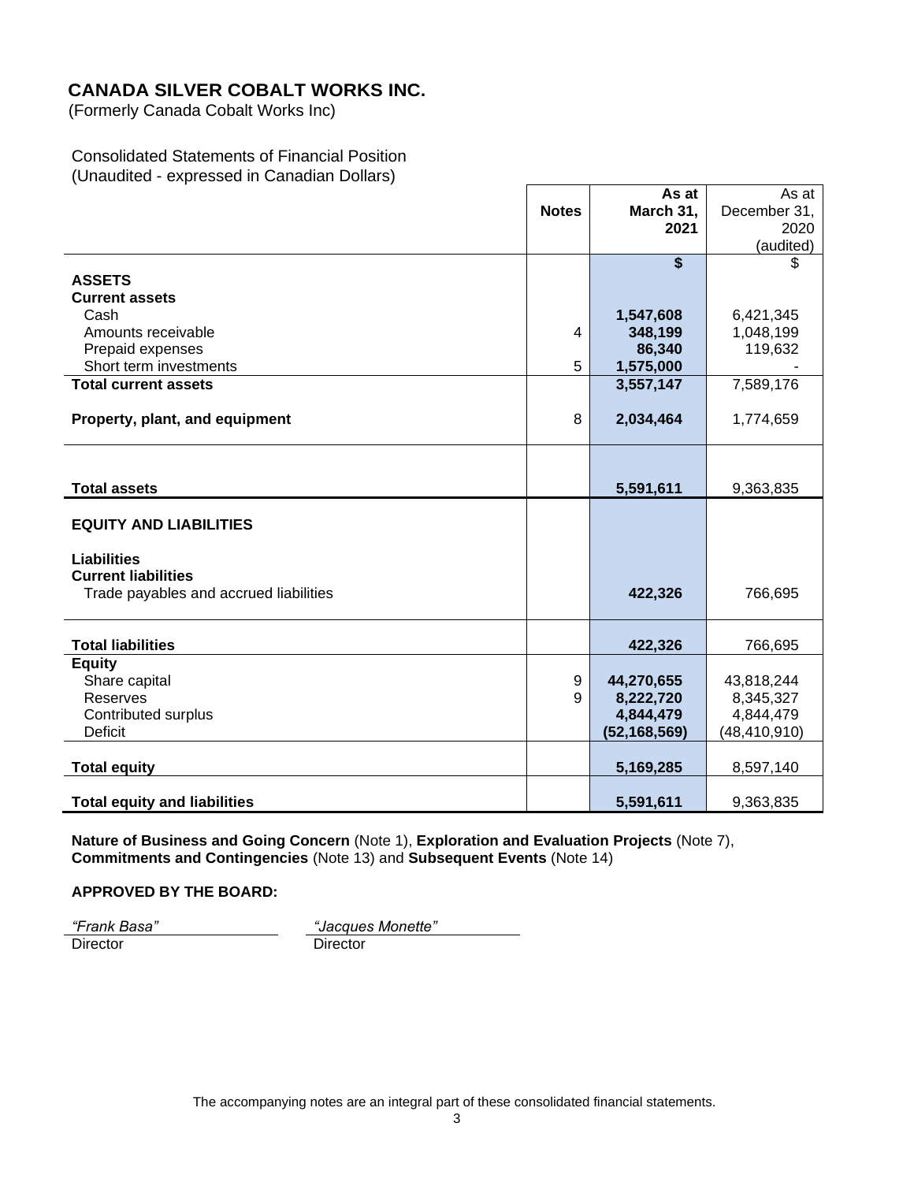# CANADA SILVER COBALT WORKS INC.

(Formerly Canada Cobalt Works Inc)

Consolidated Statements of Financial Position
(Unaudited - expressed in Canadian Dollars)

| | Notes | As at March 31, 2021 | As at December 31, 2020 (audited) |
|---|---|---|---|
| | | **$** | $ |
| **ASSETS** | | | |
| **Current assets** | | | |
| Cash | | **1,547,608** | 6,421,345 |
| Amounts receivable | 4 | **348,199** | 1,048,199 |
| Prepaid expenses | | **86,340** | 119,632 |
| Short term investments | 5 | **1,575,000** | - |
| **Total current assets** | | **3,557,147** | 7,589,176 |
| **Property, plant, and equipment** | 8 | **2,034,464** | 1,774,659 |
| **Total assets** | | **5,591,611** | 9,363,835 |
| **EQUITY AND LIABILITIES** | | | |
| **Liabilities** | | | |
| **Current liabilities** | | | |
| Trade payables and accrued liabilities | | **422,326** | 766,695 |
| **Total liabilities** | | **422,326** | 766,695 |
| **Equity** | | | |
| Share capital | 9 | **44,270,655** | 43,818,244 |
| Reserves | 9 | **8,222,720** | 8,345,327 |
| Contributed surplus | | **4,844,479** | 4,844,479 |
| Deficit | | **(52,168,569)** | (48,410,910) |
| **Total equity** | | **5,169,285** | 8,597,140 |
| **Total equity and liabilities** | | **5,591,611** | 9,363,835 |

**Nature of Business and Going Concern** (Note 1), **Exploration and Evaluation Projects** (Note 7), **Commitments and Contingencies** (Note 13) and **Subsequent Events** (Note 14)

**APPROVED BY THE BOARD:**

*"Frank Basa"*
Director

*"Jacques Monette"*
Director

The accompanying notes are an integral part of these consolidated financial statements.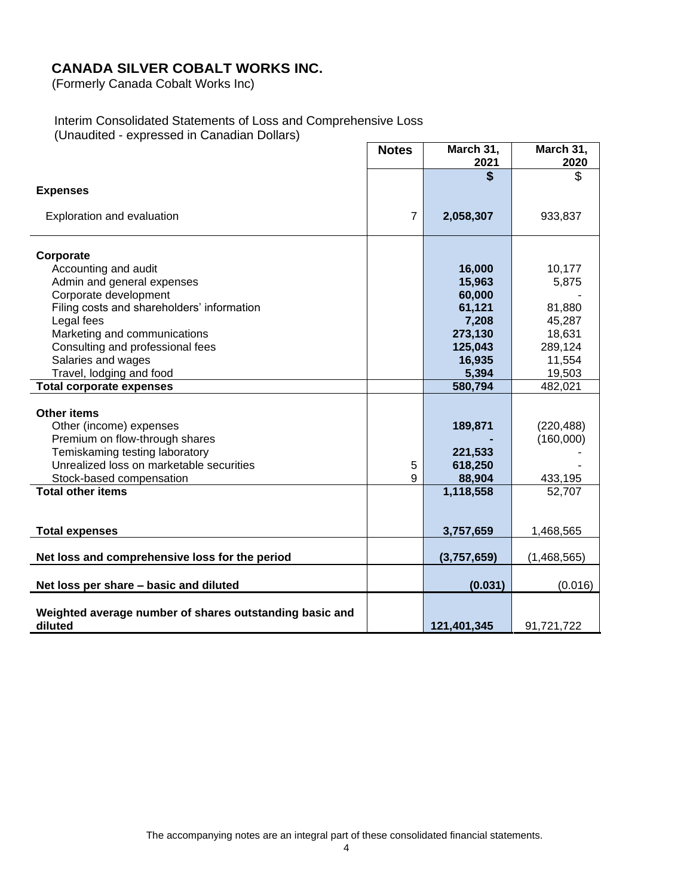# CANADA SILVER COBALT WORKS INC.

(Formerly Canada Cobalt Works Inc)

Interim Consolidated Statements of Loss and Comprehensive Loss
(Unaudited - expressed in Canadian Dollars)

| | Notes | March 31, 2021 | March 31, 2020 |
|---|---|---|---|
| | | **$** | $ |
| **Expenses** | | | |
| Exploration and evaluation | 7 | **2,058,307** | 933,837 |
| | | | |
| **Corporate** | | | |
| Accounting and audit | | **16,000** | 10,177 |
| Admin and general expenses | | **15,963** | 5,875 |
| Corporate development | | **60,000** | - |
| Filing costs and shareholders' information | | **61,121** | 81,880 |
| Legal fees | | **7,208** | 45,287 |
| Marketing and communications | | **273,130** | 18,631 |
| Consulting and professional fees | | **125,043** | 289,124 |
| Salaries and wages | | **16,935** | 11,554 |
| Travel, lodging and food | | **5,394** | 19,503 |
| **Total corporate expenses** | | **580,794** | 482,021 |
| | | | |
| **Other items** | | | |
| Other (income) expenses | | **189,871** | (220,488) |
| Premium on flow-through shares | | **-** | (160,000) |
| Temiskaming testing laboratory | | **221,533** | - |
| Unrealized loss on marketable securities | 5 | **618,250** | - |
| Stock-based compensation | 9 | **88,904** | 433,195 |
| **Total other items** | | **1,118,558** | 52,707 |
| | | | |
| **Total expenses** | | **3,757,659** | 1,468,565 |
| | | | |
| **Net loss and comprehensive loss for the period** | | **(3,757,659)** | (1,468,565) |
| | | | |
| **Net loss per share – basic and diluted** | | **(0.031)** | (0.016) |
| | | | |
| **Weighted average number of shares outstanding basic and diluted** | | **121,401,345** | 91,721,722 |

The accompanying notes are an integral part of these consolidated financial statements.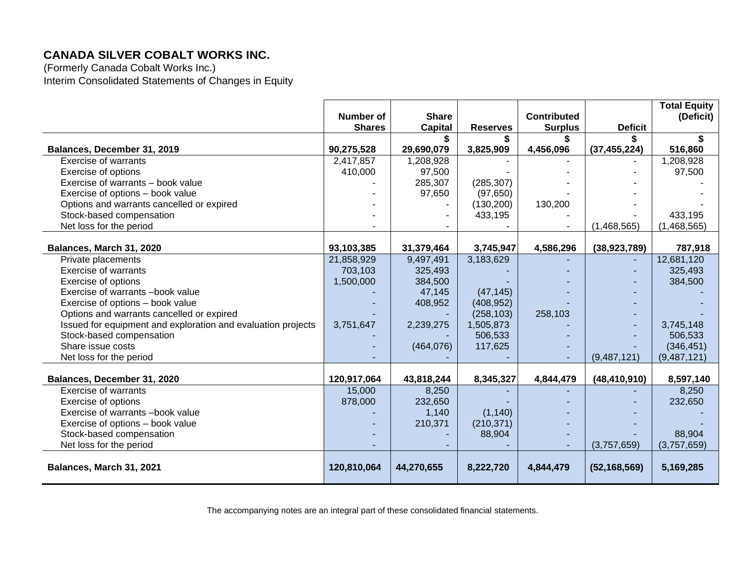**CANADA SILVER COBALT WORKS INC.**

(Formerly Canada Cobalt Works Inc.)

Interim Consolidated Statements of Changes in Equity

| | Number of Shares | Share Capital | Reserves | Contributed Surplus | Deficit | Total Equity (Deficit) |
|---|---|---|---|---|---|---|
| | | $ | $ | $ | $ | $ |
| **Balances, December 31, 2019** | **90,275,528** | **29,690,079** | **3,825,909** | **4,456,096** | **(37,455,224)** | **516,860** |
| Exercise of warrants | 2,417,857 | 1,208,928 | - | - | - | 1,208,928 |
| Exercise of options | 410,000 | 97,500 | - | - | - | 97,500 |
| Exercise of warrants – book value | - | 285,307 | (285,307) | - | - | - |
| Exercise of options – book value | - | 97,650 | (97,650) | - | - | - |
| Options and warrants cancelled or expired | - | - | (130,200) | 130,200 | - | - |
| Stock-based compensation | - | - | 433,195 | - | - | 433,195 |
| Net loss for the period | - | - | - | - | (1,468,565) | (1,468,565) |
| **Balances, March 31, 2020** | **93,103,385** | **31,379,464** | **3,745,947** | **4,586,296** | **(38,923,789)** | **787,918** |
| Private placements | 21,858,929 | 9,497,491 | 3,183,629 | - | - | 12,681,120 |
| Exercise of warrants | 703,103 | 325,493 | - | - | - | 325,493 |
| Exercise of options | 1,500,000 | 384,500 | - | - | - | 384,500 |
| Exercise of warrants –book value | - | 47,145 | (47,145) | - | - | - |
| Exercise of options – book value | - | 408,952 | (408,952) | - | - | - |
| Options and warrants cancelled or expired | - | - | (258,103) | 258,103 | - | - |
| Issued for equipment and exploration and evaluation projects | 3,751,647 | 2,239,275 | 1,505,873 | - | - | 3,745,148 |
| Stock-based compensation | - | - | 506,533 | - | - | 506,533 |
| Share issue costs | - | (464,076) | 117,625 | - | - | (346,451) |
| Net loss for the period | - | - | - | - | (9,487,121) | (9,487,121) |
| **Balances, December 31, 2020** | **120,917,064** | **43,818,244** | **8,345,327** | **4,844,479** | **(48,410,910)** | **8,597,140** |
| Exercise of warrants | 15,000 | 8,250 | - | - | - | 8,250 |
| Exercise of options | 878,000 | 232,650 | - | - | - | 232,650 |
| Exercise of warrants –book value | - | 1,140 | (1,140) | - | - | - |
| Exercise of options – book value | - | 210,371 | (210,371) | - | - | - |
| Stock-based compensation | - | - | 88,904 | - | - | 88,904 |
| Net loss for the period | - | - | - | - | (3,757,659) | (3,757,659) |
| **Balances, March 31, 2021** | **120,810,064** | **44,270,655** | **8,222,720** | **4,844,479** | **(52,168,569)** | **5,169,285** |

The accompanying notes are an integral part of these consolidated financial statements.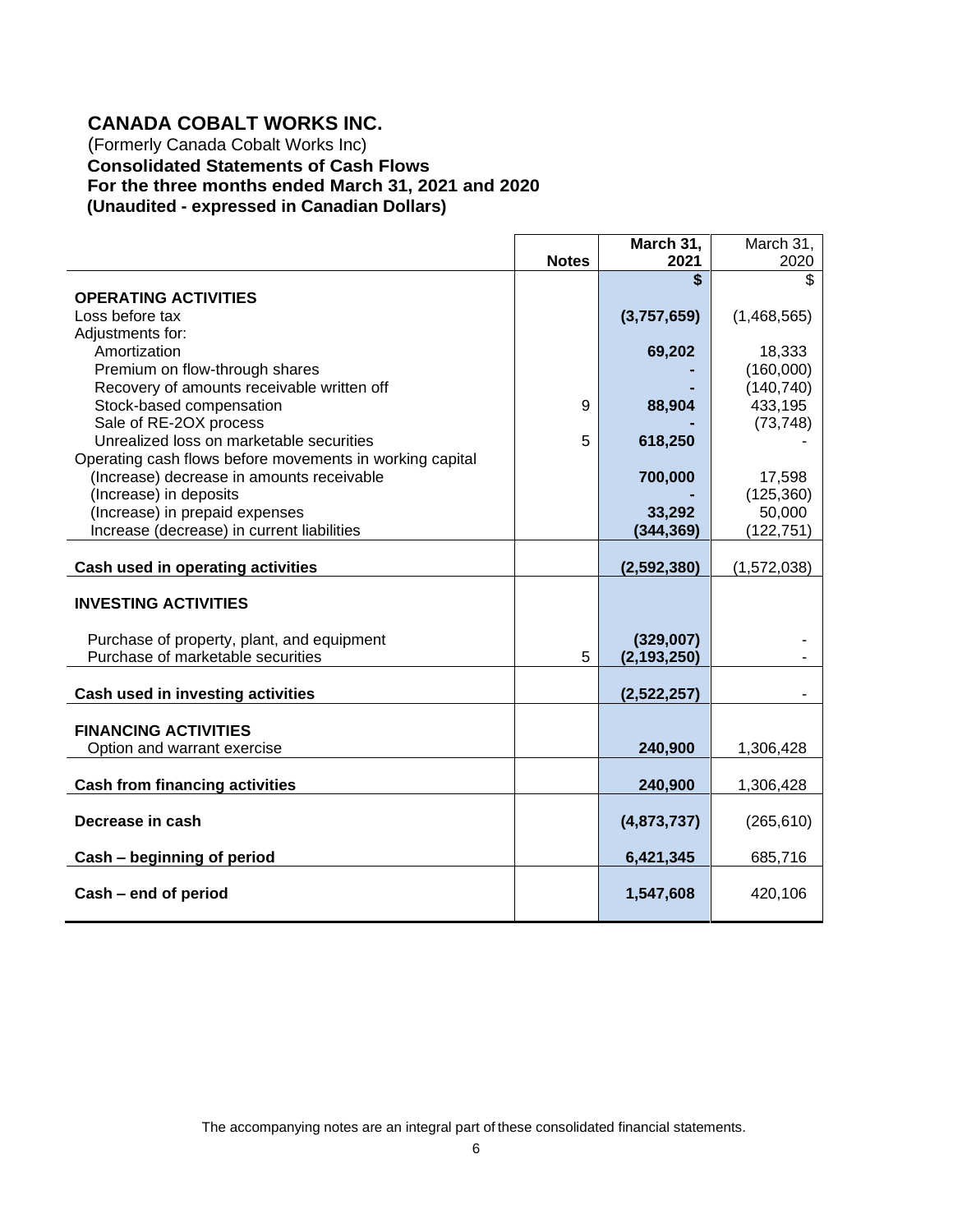# CANADA COBALT WORKS INC.

(Formerly Canada Cobalt Works Inc)

**Consolidated Statements of Cash Flows**

**For the three months ended March 31, 2021 and 2020**

**(Unaudited - expressed in Canadian Dollars)**

| | Notes | March 31, 2021 | March 31, 2020 |
|---|---|---|---|
| | | $ | $ |
| **OPERATING ACTIVITIES** | | | |
| Loss before tax | | **(3,757,659)** | (1,468,565) |
| Adjustments for: | | | |
| Amortization | | **69,202** | 18,333 |
| Premium on flow-through shares | | **-** | (160,000) |
| Recovery of amounts receivable written off | | **-** | (140,740) |
| Stock-based compensation | 9 | **88,904** | 433,195 |
| Sale of RE-2OX process | | **-** | (73,748) |
| Unrealized loss on marketable securities | 5 | **618,250** | - |
| Operating cash flows before movements in working capital | | | |
| (Increase) decrease in amounts receivable | | **700,000** | 17,598 |
| (Increase) in deposits | | **-** | (125,360) |
| (Increase) in prepaid expenses | | **33,292** | 50,000 |
| Increase (decrease) in current liabilities | | **(344,369)** | (122,751) |
| **Cash used in operating activities** | | **(2,592,380)** | (1,572,038) |
| **INVESTING ACTIVITIES** | | | |
| Purchase of property, plant, and equipment | | **(329,007)** | - |
| Purchase of marketable securities | 5 | **(2,193,250)** | - |
| **Cash used in investing activities** | | **(2,522,257)** | - |
| **FINANCING ACTIVITIES** | | | |
| Option and warrant exercise | | **240,900** | 1,306,428 |
| **Cash from financing activities** | | **240,900** | 1,306,428 |
| **Decrease in cash** | | **(4,873,737)** | (265,610) |
| **Cash – beginning of period** | | **6,421,345** | 685,716 |
| **Cash – end of period** | | **1,547,608** | 420,106 |

The accompanying notes are an integral part of these consolidated financial statements.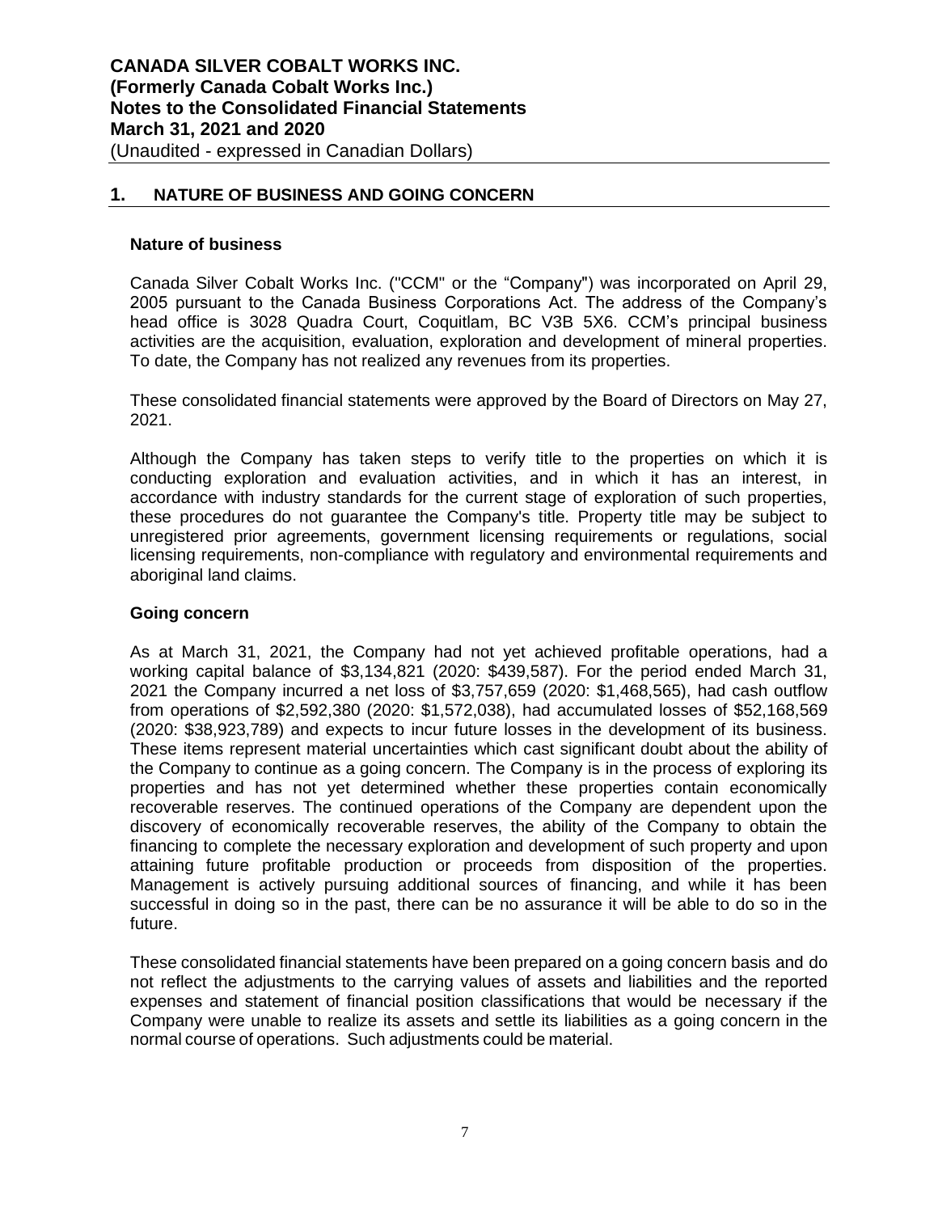## 1. NATURE OF BUSINESS AND GOING CONCERN

### Nature of business

Canada Silver Cobalt Works Inc. ("CCM" or the "Company") was incorporated on April 29, 2005 pursuant to the Canada Business Corporations Act. The address of the Company's head office is 3028 Quadra Court, Coquitlam, BC V3B 5X6. CCM's principal business activities are the acquisition, evaluation, exploration and development of mineral properties. To date, the Company has not realized any revenues from its properties.

These consolidated financial statements were approved by the Board of Directors on May 27, 2021.

Although the Company has taken steps to verify title to the properties on which it is conducting exploration and evaluation activities, and in which it has an interest, in accordance with industry standards for the current stage of exploration of such properties, these procedures do not guarantee the Company's title. Property title may be subject to unregistered prior agreements, government licensing requirements or regulations, social licensing requirements, non-compliance with regulatory and environmental requirements and aboriginal land claims.

### Going concern

As at March 31, 2021, the Company had not yet achieved profitable operations, had a working capital balance of $3,134,821 (2020: $439,587). For the period ended March 31, 2021 the Company incurred a net loss of $3,757,659 (2020: $1,468,565), had cash outflow from operations of $2,592,380 (2020: $1,572,038), had accumulated losses of $52,168,569 (2020: $38,923,789) and expects to incur future losses in the development of its business. These items represent material uncertainties which cast significant doubt about the ability of the Company to continue as a going concern. The Company is in the process of exploring its properties and has not yet determined whether these properties contain economically recoverable reserves. The continued operations of the Company are dependent upon the discovery of economically recoverable reserves, the ability of the Company to obtain the financing to complete the necessary exploration and development of such property and upon attaining future profitable production or proceeds from disposition of the properties. Management is actively pursuing additional sources of financing, and while it has been successful in doing so in the past, there can be no assurance it will be able to do so in the future.

These consolidated financial statements have been prepared on a going concern basis and do not reflect the adjustments to the carrying values of assets and liabilities and the reported expenses and statement of financial position classifications that would be necessary if the Company were unable to realize its assets and settle its liabilities as a going concern in the normal course of operations. Such adjustments could be material.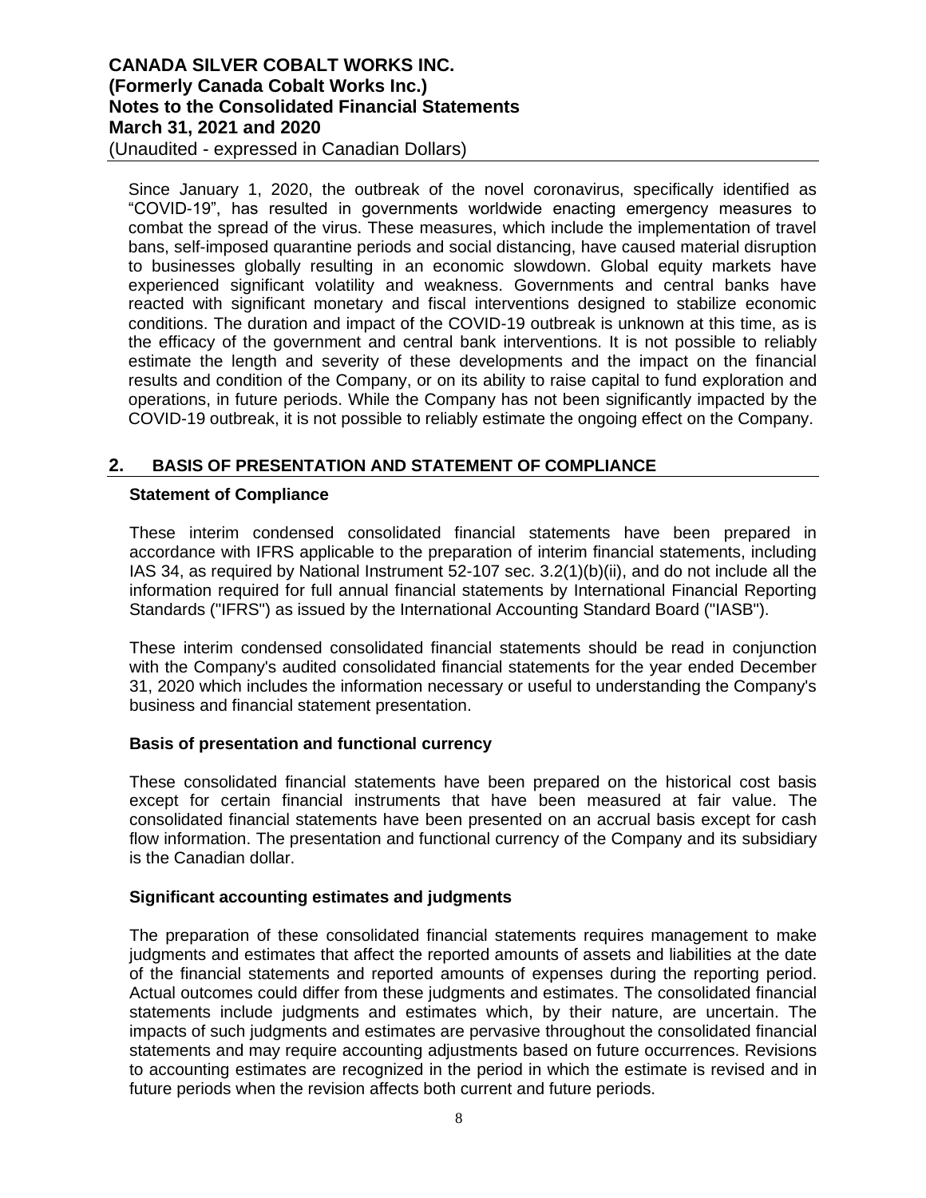Since January 1, 2020, the outbreak of the novel coronavirus, specifically identified as "COVID-19", has resulted in governments worldwide enacting emergency measures to combat the spread of the virus. These measures, which include the implementation of travel bans, self-imposed quarantine periods and social distancing, have caused material disruption to businesses globally resulting in an economic slowdown. Global equity markets have experienced significant volatility and weakness. Governments and central banks have reacted with significant monetary and fiscal interventions designed to stabilize economic conditions. The duration and impact of the COVID-19 outbreak is unknown at this time, as is the efficacy of the government and central bank interventions. It is not possible to reliably estimate the length and severity of these developments and the impact on the financial results and condition of the Company, or on its ability to raise capital to fund exploration and operations, in future periods. While the Company has not been significantly impacted by the COVID-19 outbreak, it is not possible to reliably estimate the ongoing effect on the Company.

## 2. BASIS OF PRESENTATION AND STATEMENT OF COMPLIANCE

### Statement of Compliance

These interim condensed consolidated financial statements have been prepared in accordance with IFRS applicable to the preparation of interim financial statements, including IAS 34, as required by National Instrument 52-107 sec. 3.2(1)(b)(ii), and do not include all the information required for full annual financial statements by International Financial Reporting Standards ("IFRS") as issued by the International Accounting Standard Board ("IASB").

These interim condensed consolidated financial statements should be read in conjunction with the Company's audited consolidated financial statements for the year ended December 31, 2020 which includes the information necessary or useful to understanding the Company's business and financial statement presentation.

### Basis of presentation and functional currency

These consolidated financial statements have been prepared on the historical cost basis except for certain financial instruments that have been measured at fair value. The consolidated financial statements have been presented on an accrual basis except for cash flow information. The presentation and functional currency of the Company and its subsidiary is the Canadian dollar.

### Significant accounting estimates and judgments

The preparation of these consolidated financial statements requires management to make judgments and estimates that affect the reported amounts of assets and liabilities at the date of the financial statements and reported amounts of expenses during the reporting period. Actual outcomes could differ from these judgments and estimates. The consolidated financial statements include judgments and estimates which, by their nature, are uncertain. The impacts of such judgments and estimates are pervasive throughout the consolidated financial statements and may require accounting adjustments based on future occurrences. Revisions to accounting estimates are recognized in the period in which the estimate is revised and in future periods when the revision affects both current and future periods.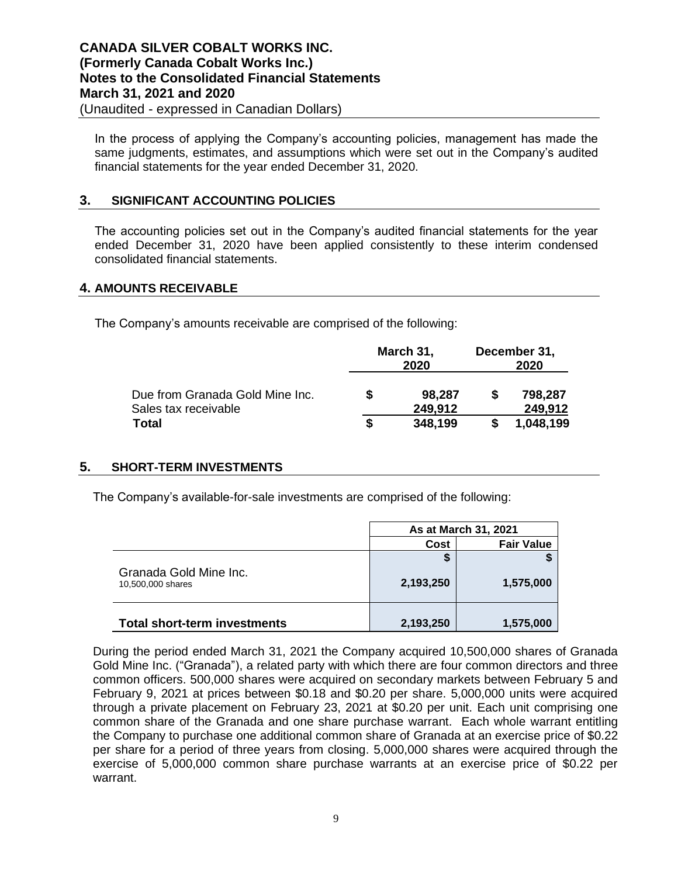In the process of applying the Company's accounting policies, management has made the same judgments, estimates, and assumptions which were set out in the Company's audited financial statements for the year ended December 31, 2020.

## 3. SIGNIFICANT ACCOUNTING POLICIES

The accounting policies set out in the Company's audited financial statements for the year ended December 31, 2020 have been applied consistently to these interim condensed consolidated financial statements.

## 4. AMOUNTS RECEIVABLE

The Company's amounts receivable are comprised of the following:

| | March 31, 2020 | December 31, 2020 |
|---|---|---|
| Due from Granada Gold Mine Inc. | $ 98,287 | $ 798,287 |
| Sales tax receivable | 249,912 | 249,912 |
| **Total** | **$ 348,199** | **$ 1,048,199** |

## 5. SHORT-TERM INVESTMENTS

The Company's available-for-sale investments are comprised of the following:

| | As at March 31, 2021 | |
|---|---|---|
| | Cost | Fair Value |
| | $ | $ |
| Granada Gold Mine Inc. 10,500,000 shares | 2,193,250 | 1,575,000 |
| **Total short-term investments** | 2,193,250 | 1,575,000 |

During the period ended March 31, 2021 the Company acquired 10,500,000 shares of Granada Gold Mine Inc. ("Granada"), a related party with which there are four common directors and three common officers. 500,000 shares were acquired on secondary markets between February 5 and February 9, 2021 at prices between $0.18 and $0.20 per share. 5,000,000 units were acquired through a private placement on February 23, 2021 at $0.20 per unit. Each unit comprising one common share of the Granada and one share purchase warrant. Each whole warrant entitling the Company to purchase one additional common share of Granada at an exercise price of $0.22 per share for a period of three years from closing. 5,000,000 shares were acquired through the exercise of 5,000,000 common share purchase warrants at an exercise price of $0.22 per warrant.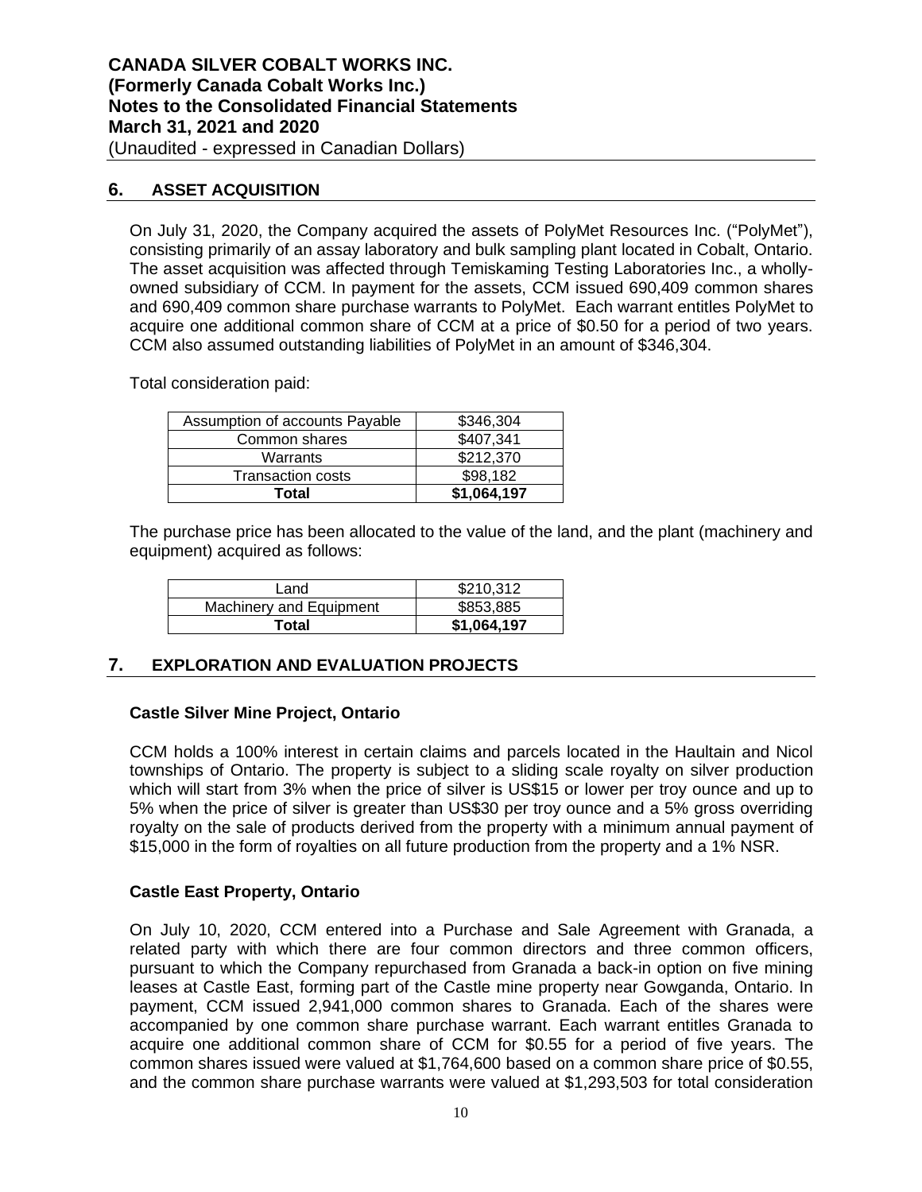## 6. ASSET ACQUISITION

On July 31, 2020, the Company acquired the assets of PolyMet Resources Inc. ("PolyMet"), consisting primarily of an assay laboratory and bulk sampling plant located in Cobalt, Ontario. The asset acquisition was affected through Temiskaming Testing Laboratories Inc., a wholly-owned subsidiary of CCM. In payment for the assets, CCM issued 690,409 common shares and 690,409 common share purchase warrants to PolyMet. Each warrant entitles PolyMet to acquire one additional common share of CCM at a price of $0.50 for a period of two years. CCM also assumed outstanding liabilities of PolyMet in an amount of $346,304.

Total consideration paid:

| | |
|---|---|
| Assumption of accounts Payable | $346,304 |
| Common shares | $407,341 |
| Warrants | $212,370 |
| Transaction costs | $98,182 |
| **Total** | **$1,064,197** |

The purchase price has been allocated to the value of the land, and the plant (machinery and equipment) acquired as follows:

| | |
|---|---|
| Land | $210,312 |
| Machinery and Equipment | $853,885 |
| **Total** | **$1,064,197** |

## 7. EXPLORATION AND EVALUATION PROJECTS

### Castle Silver Mine Project, Ontario

CCM holds a 100% interest in certain claims and parcels located in the Haultain and Nicol townships of Ontario. The property is subject to a sliding scale royalty on silver production which will start from 3% when the price of silver is US$15 or lower per troy ounce and up to 5% when the price of silver is greater than US$30 per troy ounce and a 5% gross overriding royalty on the sale of products derived from the property with a minimum annual payment of $15,000 in the form of royalties on all future production from the property and a 1% NSR.

### Castle East Property, Ontario

On July 10, 2020, CCM entered into a Purchase and Sale Agreement with Granada, a related party with which there are four common directors and three common officers, pursuant to which the Company repurchased from Granada a back-in option on five mining leases at Castle East, forming part of the Castle mine property near Gowganda, Ontario. In payment, CCM issued 2,941,000 common shares to Granada. Each of the shares were accompanied by one common share purchase warrant. Each warrant entitles Granada to acquire one additional common share of CCM for $0.55 for a period of five years. The common shares issued were valued at $1,764,600 based on a common share price of $0.55, and the common share purchase warrants were valued at $1,293,503 for total consideration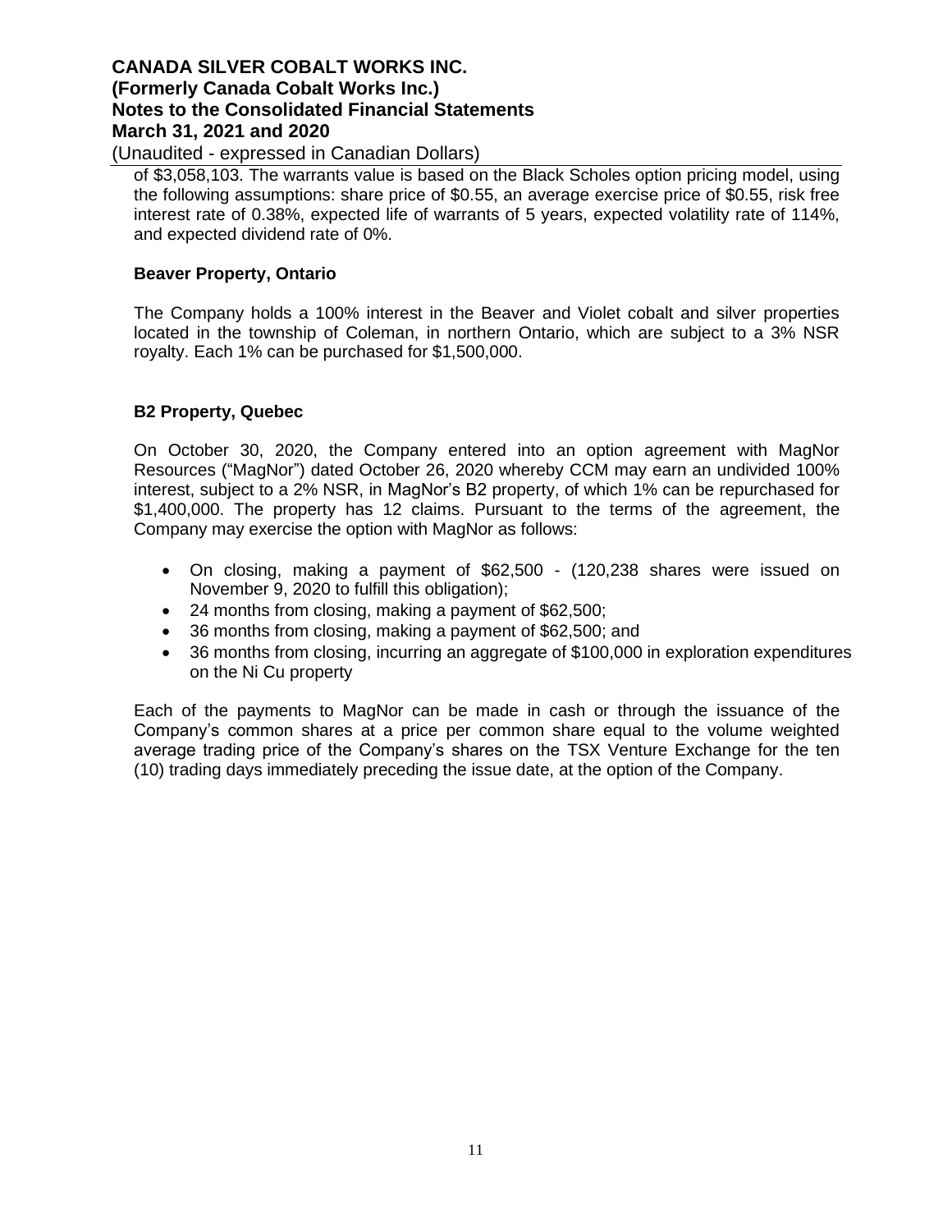of $3,058,103. The warrants value is based on the Black Scholes option pricing model, using the following assumptions: share price of $0.55, an average exercise price of $0.55, risk free interest rate of 0.38%, expected life of warrants of 5 years, expected volatility rate of 114%, and expected dividend rate of 0%.

**Beaver Property, Ontario**

The Company holds a 100% interest in the Beaver and Violet cobalt and silver properties located in the township of Coleman, in northern Ontario, which are subject to a 3% NSR royalty. Each 1% can be purchased for $1,500,000.

**B2 Property, Quebec**

On October 30, 2020, the Company entered into an option agreement with MagNor Resources ("MagNor") dated October 26, 2020 whereby CCM may earn an undivided 100% interest, subject to a 2% NSR, in MagNor's B2 property, of which 1% can be repurchased for $1,400,000. The property has 12 claims. Pursuant to the terms of the agreement, the Company may exercise the option with MagNor as follows:

- On closing, making a payment of $62,500 - (120,238 shares were issued on November 9, 2020 to fulfill this obligation);
- 24 months from closing, making a payment of $62,500;
- 36 months from closing, making a payment of $62,500; and
- 36 months from closing, incurring an aggregate of $100,000 in exploration expenditures on the Ni Cu property

Each of the payments to MagNor can be made in cash or through the issuance of the Company's common shares at a price per common share equal to the volume weighted average trading price of the Company's shares on the TSX Venture Exchange for the ten (10) trading days immediately preceding the issue date, at the option of the Company.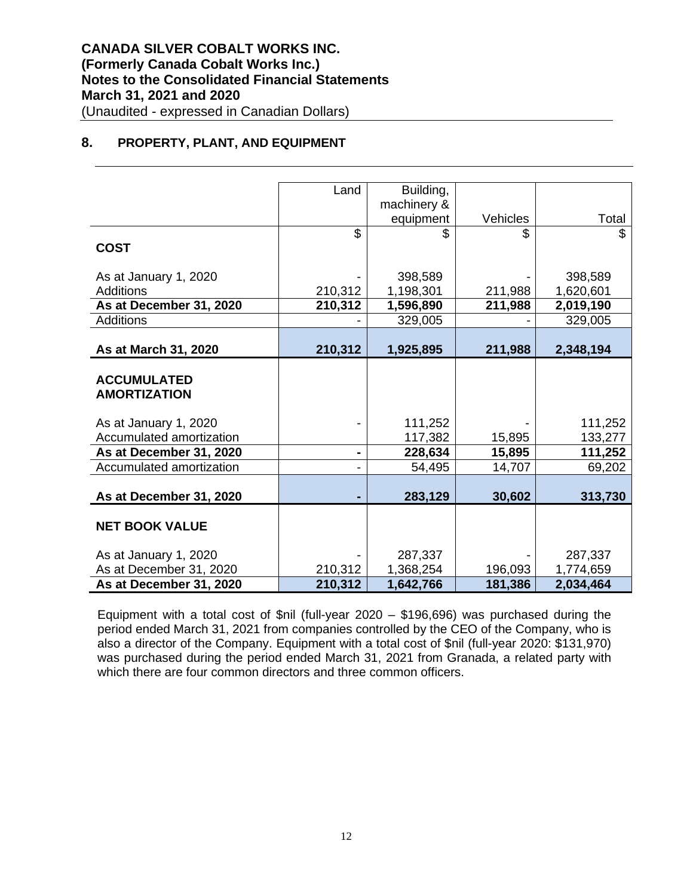## 8. PROPERTY, PLANT, AND EQUIPMENT

| | Land | Building, machinery & equipment | Vehicles | Total |
|---|---|---|---|---|
| | $ | $ | $ | $ |
| **COST** | | | | |
| As at January 1, 2020 | - | 398,589 | - | 398,589 |
| Additions | 210,312 | 1,198,301 | 211,988 | 1,620,601 |
| **As at December 31, 2020** | **210,312** | **1,596,890** | **211,988** | **2,019,190** |
| Additions | - | 329,005 | - | 329,005 |
| **As at March 31, 2020** | **210,312** | **1,925,895** | **211,988** | **2,348,194** |
| **ACCUMULATED AMORTIZATION** | | | | |
| As at January 1, 2020 | - | 111,252 | - | 111,252 |
| Accumulated amortization | | 117,382 | 15,895 | 133,277 |
| **As at December 31, 2020** | **-** | **228,634** | **15,895** | **111,252** |
| Accumulated amortization | - | 54,495 | 14,707 | 69,202 |
| **As at December 31, 2020** | **-** | **283,129** | **30,602** | **313,730** |
| **NET BOOK VALUE** | | | | |
| As at January 1, 2020 | - | 287,337 | - | 287,337 |
| As at December 31, 2020 | 210,312 | 1,368,254 | 196,093 | 1,774,659 |
| **As at December 31, 2020** | **210,312** | **1,642,766** | **181,386** | **2,034,464** |

Equipment with a total cost of $nil (full-year 2020 – $196,696) was purchased during the period ended March 31, 2021 from companies controlled by the CEO of the Company, who is also a director of the Company. Equipment with a total cost of $nil (full-year 2020: $131,970) was purchased during the period ended March 31, 2021 from Granada, a related party with which there are four common directors and three common officers.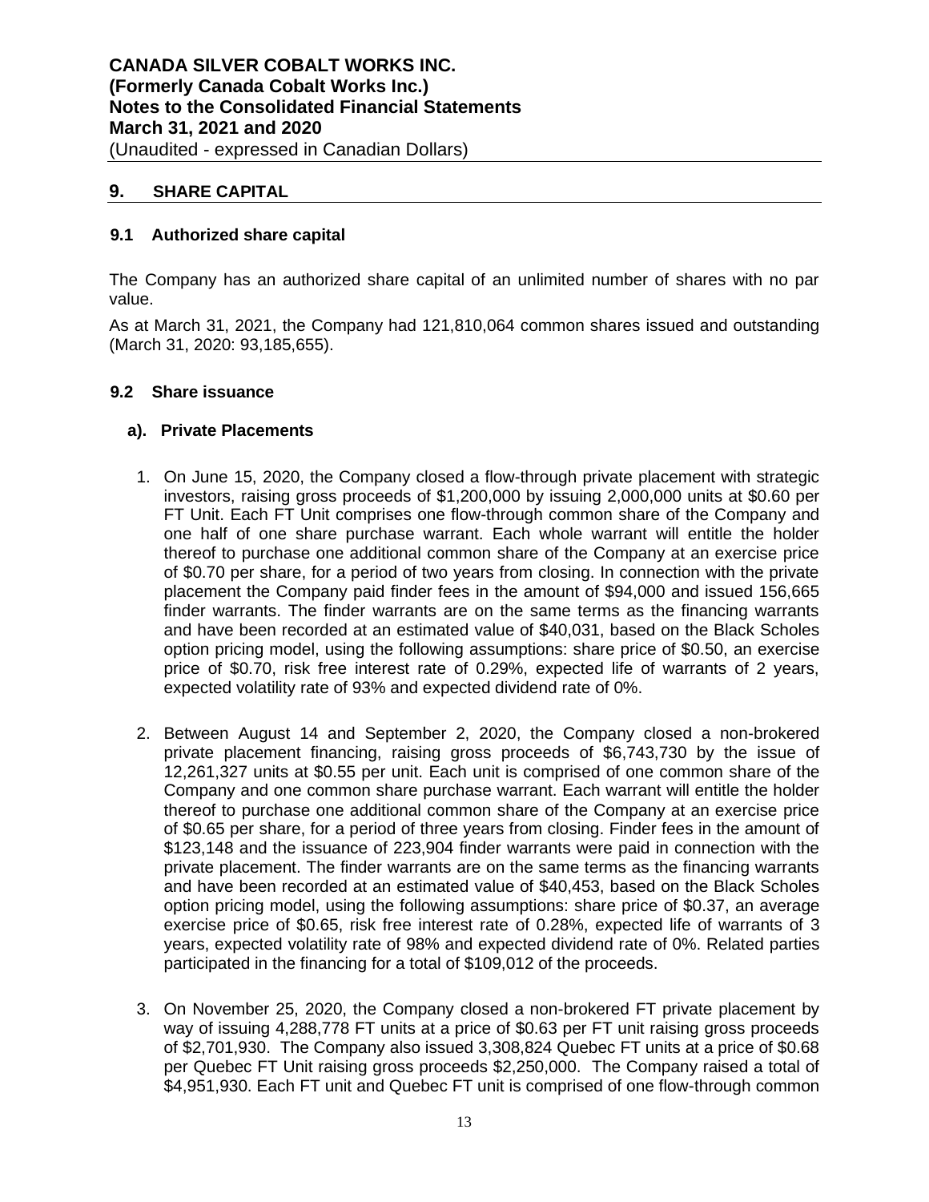## 9. SHARE CAPITAL

### 9.1 Authorized share capital

The Company has an authorized share capital of an unlimited number of shares with no par value.

As at March 31, 2021, the Company had 121,810,064 common shares issued and outstanding (March 31, 2020: 93,185,655).

### 9.2 Share issuance

#### a). Private Placements

1. On June 15, 2020, the Company closed a flow-through private placement with strategic investors, raising gross proceeds of $1,200,000 by issuing 2,000,000 units at $0.60 per FT Unit. Each FT Unit comprises one flow-through common share of the Company and one half of one share purchase warrant. Each whole warrant will entitle the holder thereof to purchase one additional common share of the Company at an exercise price of $0.70 per share, for a period of two years from closing. In connection with the private placement the Company paid finder fees in the amount of $94,000 and issued 156,665 finder warrants. The finder warrants are on the same terms as the financing warrants and have been recorded at an estimated value of $40,031, based on the Black Scholes option pricing model, using the following assumptions: share price of $0.50, an exercise price of $0.70, risk free interest rate of 0.29%, expected life of warrants of 2 years, expected volatility rate of 93% and expected dividend rate of 0%.

2. Between August 14 and September 2, 2020, the Company closed a non-brokered private placement financing, raising gross proceeds of $6,743,730 by the issue of 12,261,327 units at $0.55 per unit. Each unit is comprised of one common share of the Company and one common share purchase warrant. Each warrant will entitle the holder thereof to purchase one additional common share of the Company at an exercise price of $0.65 per share, for a period of three years from closing. Finder fees in the amount of $123,148 and the issuance of 223,904 finder warrants were paid in connection with the private placement. The finder warrants are on the same terms as the financing warrants and have been recorded at an estimated value of $40,453, based on the Black Scholes option pricing model, using the following assumptions: share price of $0.37, an average exercise price of $0.65, risk free interest rate of 0.28%, expected life of warrants of 3 years, expected volatility rate of 98% and expected dividend rate of 0%. Related parties participated in the financing for a total of $109,012 of the proceeds.

3. On November 25, 2020, the Company closed a non-brokered FT private placement by way of issuing 4,288,778 FT units at a price of $0.63 per FT unit raising gross proceeds of $2,701,930. The Company also issued 3,308,824 Quebec FT units at a price of $0.68 per Quebec FT Unit raising gross proceeds $2,250,000. The Company raised a total of $4,951,930. Each FT unit and Quebec FT unit is comprised of one flow-through common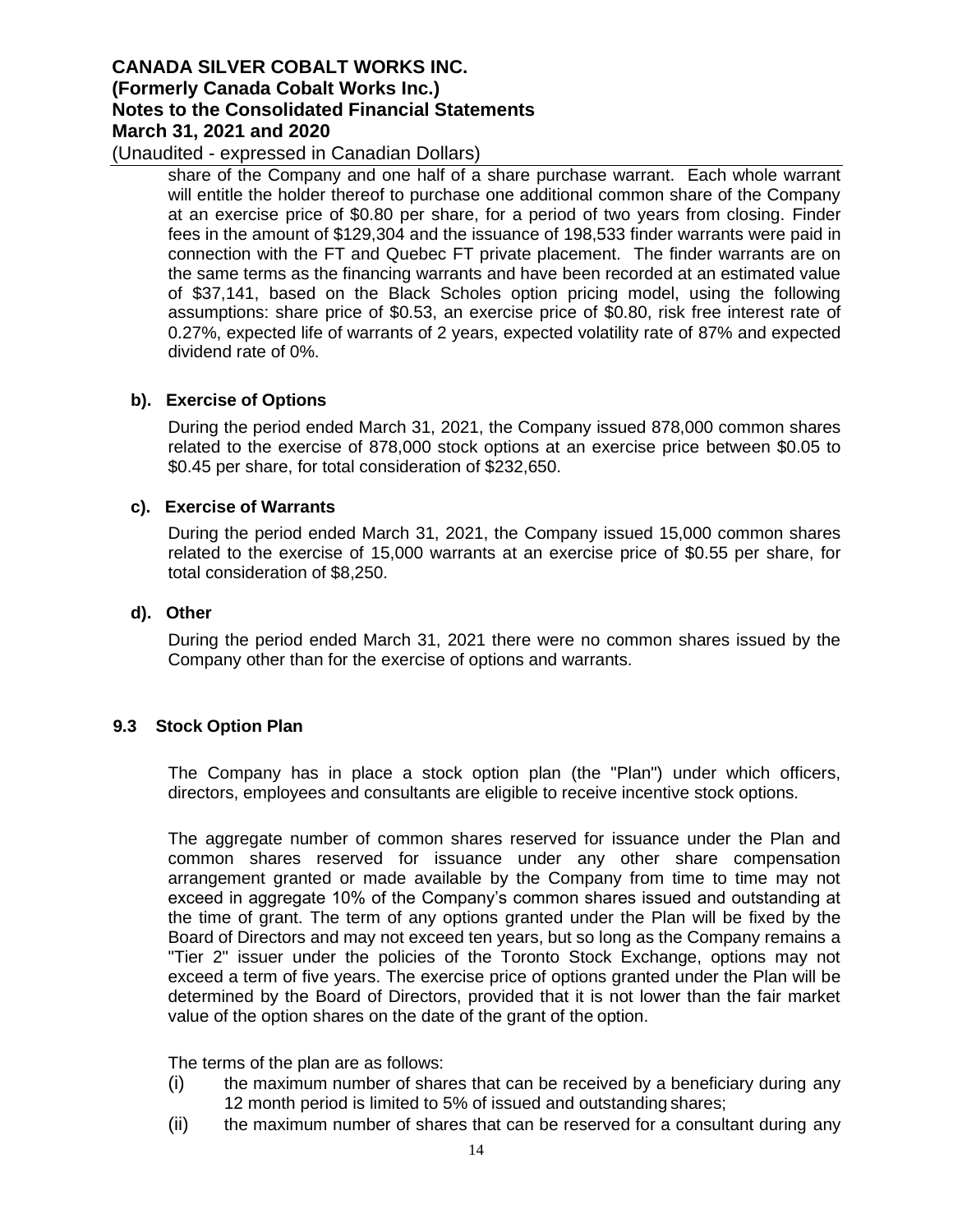share of the Company and one half of a share purchase warrant. Each whole warrant will entitle the holder thereof to purchase one additional common share of the Company at an exercise price of $0.80 per share, for a period of two years from closing. Finder fees in the amount of $129,304 and the issuance of 198,533 finder warrants were paid in connection with the FT and Quebec FT private placement. The finder warrants are on the same terms as the financing warrants and have been recorded at an estimated value of $37,141, based on the Black Scholes option pricing model, using the following assumptions: share price of $0.53, an exercise price of $0.80, risk free interest rate of 0.27%, expected life of warrants of 2 years, expected volatility rate of 87% and expected dividend rate of 0%.

**b). Exercise of Options**

During the period ended March 31, 2021, the Company issued 878,000 common shares related to the exercise of 878,000 stock options at an exercise price between $0.05 to $0.45 per share, for total consideration of $232,650.

**c). Exercise of Warrants**

During the period ended March 31, 2021, the Company issued 15,000 common shares related to the exercise of 15,000 warrants at an exercise price of $0.55 per share, for total consideration of $8,250.

**d). Other**

During the period ended March 31, 2021 there were no common shares issued by the Company other than for the exercise of options and warrants.

## 9.3 Stock Option Plan

The Company has in place a stock option plan (the "Plan") under which officers, directors, employees and consultants are eligible to receive incentive stock options.

The aggregate number of common shares reserved for issuance under the Plan and common shares reserved for issuance under any other share compensation arrangement granted or made available by the Company from time to time may not exceed in aggregate 10% of the Company's common shares issued and outstanding at the time of grant. The term of any options granted under the Plan will be fixed by the Board of Directors and may not exceed ten years, but so long as the Company remains a "Tier 2" issuer under the policies of the Toronto Stock Exchange, options may not exceed a term of five years. The exercise price of options granted under the Plan will be determined by the Board of Directors, provided that it is not lower than the fair market value of the option shares on the date of the grant of the option.

The terms of the plan are as follows:

(i) the maximum number of shares that can be received by a beneficiary during any 12 month period is limited to 5% of issued and outstanding shares;

(ii) the maximum number of shares that can be reserved for a consultant during any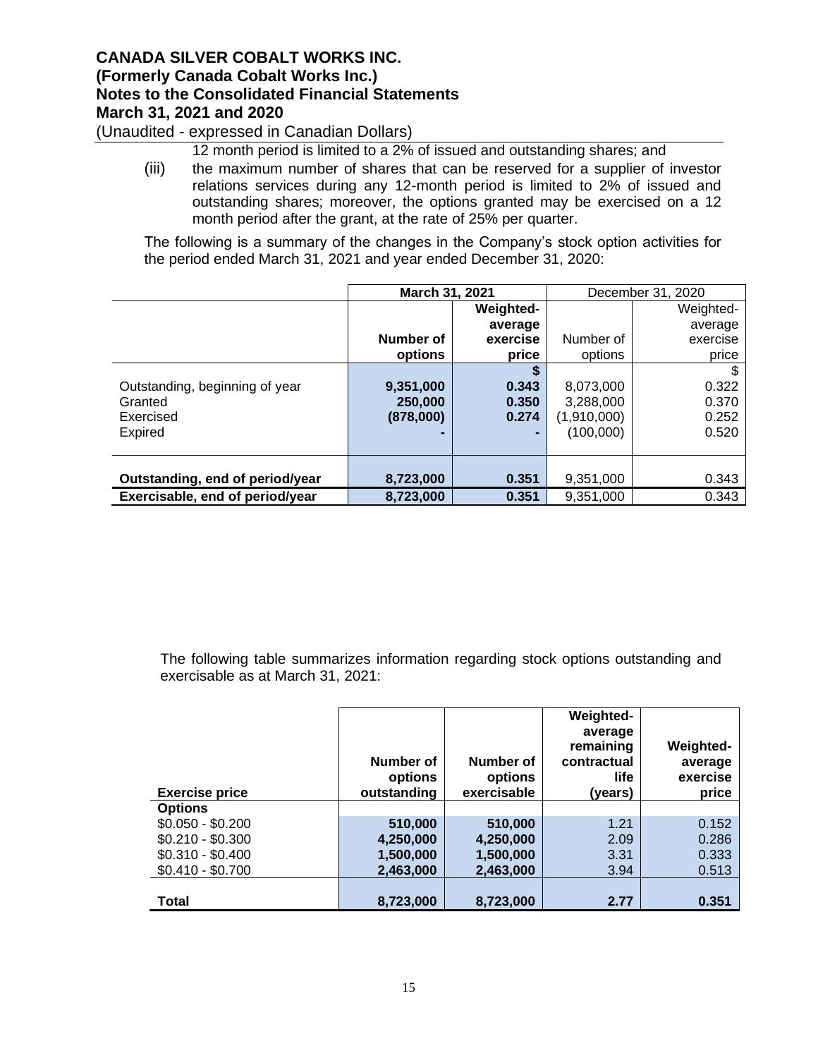12 month period is limited to a 2% of issued and outstanding shares; and

(iii) the maximum number of shares that can be reserved for a supplier of investor relations services during any 12-month period is limited to 2% of issued and outstanding shares; moreover, the options granted may be exercised on a 12 month period after the grant, at the rate of 25% per quarter.

The following is a summary of the changes in the Company's stock option activities for the period ended March 31, 2021 and year ended December 31, 2020:

| | **March 31, 2021** | | December 31, 2020 | |
|---|---|---|---|---|
| | **Number of options** | **Weighted-average exercise price** | Number of options | Weighted-average exercise price |
| | | **$** | | $ |
| Outstanding, beginning of year | **9,351,000** | **0.343** | 8,073,000 | 0.322 |
| Granted | **250,000** | **0.350** | 3,288,000 | 0.370 |
| Exercised | **(878,000)** | **0.274** | (1,910,000) | 0.252 |
| Expired | **-** | **-** | (100,000) | 0.520 |
| **Outstanding, end of period/year** | **8,723,000** | **0.351** | 9,351,000 | 0.343 |
| **Exercisable, end of period/year** | **8,723,000** | **0.351** | 9,351,000 | 0.343 |

The following table summarizes information regarding stock options outstanding and exercisable as at March 31, 2021:

| **Exercise price** | **Number of options outstanding** | **Number of options exercisable** | **Weighted-average remaining contractual life (years)** | **Weighted-average exercise price** |
|---|---|---|---|---|
| **Options** | | | | |
| $0.050 - $0.200 | **510,000** | **510,000** | 1.21 | 0.152 |
| $0.210 - $0.300 | **4,250,000** | **4,250,000** | 2.09 | 0.286 |
| $0.310 - $0.400 | **1,500,000** | **1,500,000** | 3.31 | 0.333 |
| $0.410 - $0.700 | **2,463,000** | **2,463,000** | 3.94 | 0.513 |
| **Total** | **8,723,000** | **8,723,000** | **2.77** | **0.351** |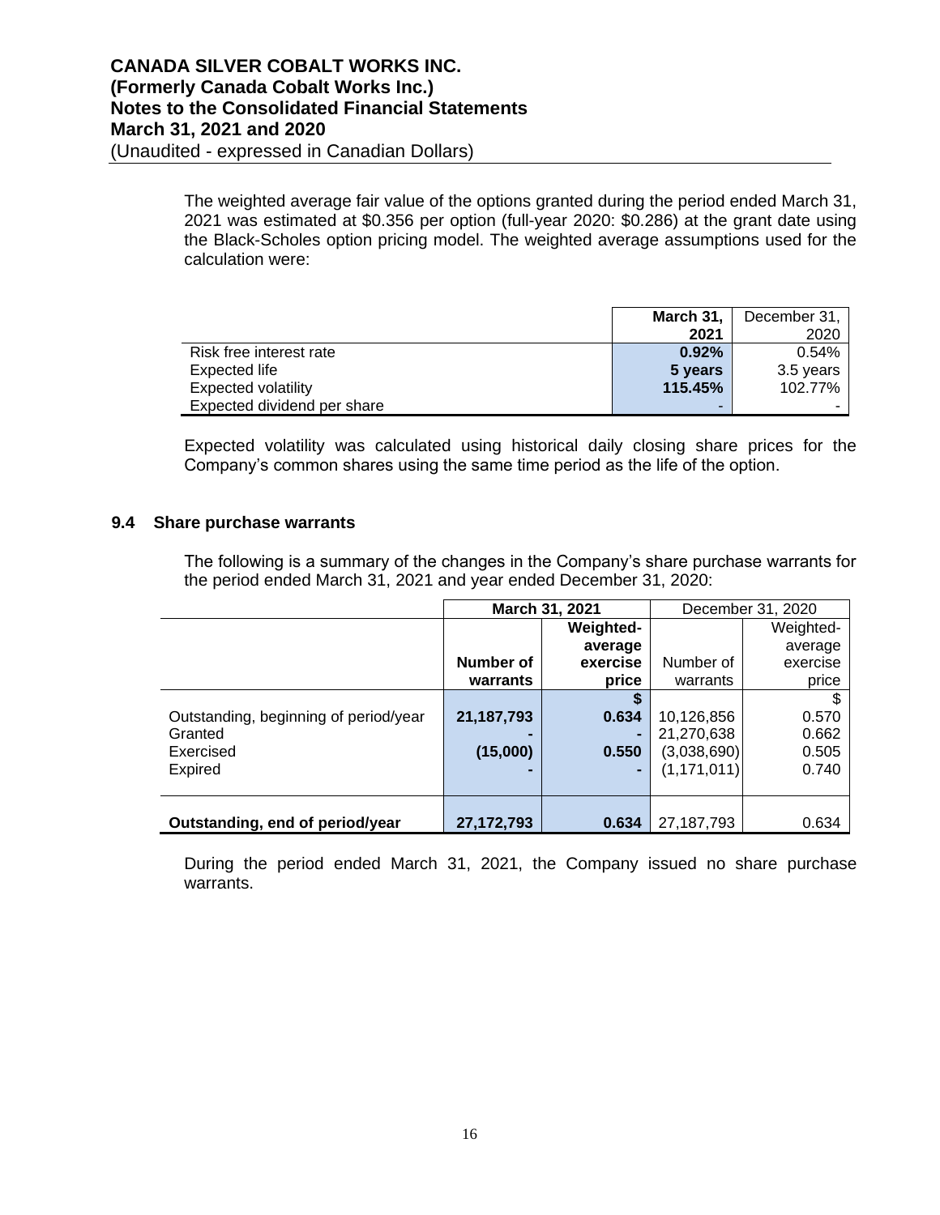The weighted average fair value of the options granted during the period ended March 31, 2021 was estimated at $0.356 per option (full-year 2020: $0.286) at the grant date using the Black-Scholes option pricing model. The weighted average assumptions used for the calculation were:

| | **March 31, 2021** | December 31, 2020 |
|---|---|---|
| Risk free interest rate | **0.92%** | 0.54% |
| Expected life | **5 years** | 3.5 years |
| Expected volatility | **115.45%** | 102.77% |
| Expected dividend per share | **-** | - |

Expected volatility was calculated using historical daily closing share prices for the Company's common shares using the same time period as the life of the option.

### 9.4 Share purchase warrants

The following is a summary of the changes in the Company's share purchase warrants for the period ended March 31, 2021 and year ended December 31, 2020:

| | **March 31, 2021** | | December 31, 2020 | |
|---|---|---|---|---|
| | **Number of warrants** | **Weighted-average exercise price** | Number of warrants | Weighted-average exercise price |
| | | **$** | | $ |
| Outstanding, beginning of period/year | **21,187,793** | **0.634** | 10,126,856 | 0.570 |
| Granted | **-** | **-** | 21,270,638 | 0.662 |
| Exercised | **(15,000)** | **0.550** | (3,038,690) | 0.505 |
| Expired | **-** | **-** | (1,171,011) | 0.740 |
| **Outstanding, end of period/year** | **27,172,793** | **0.634** | 27,187,793 | 0.634 |

During the period ended March 31, 2021, the Company issued no share purchase warrants.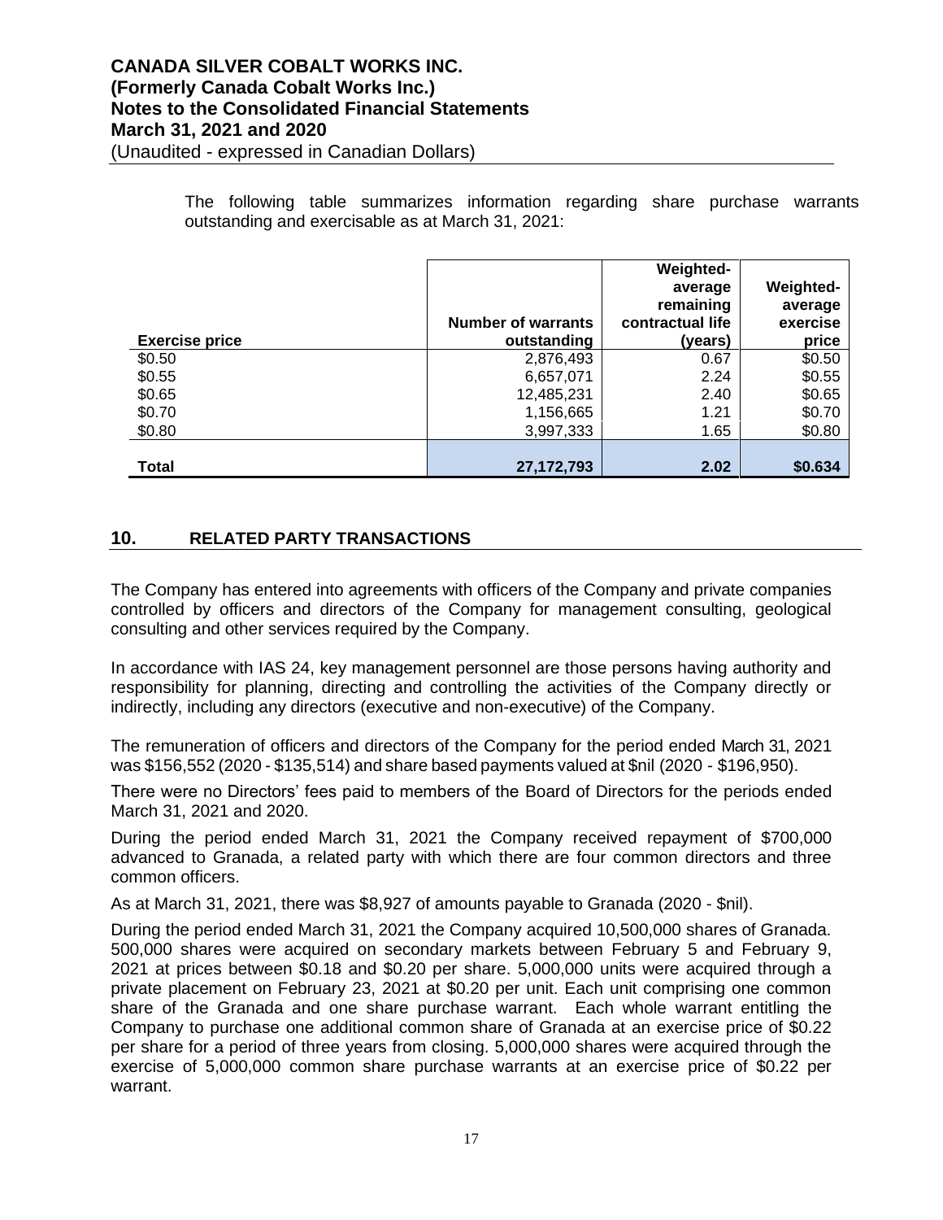The following table summarizes information regarding share purchase warrants outstanding and exercisable as at March 31, 2021:

| Exercise price | Number of warrants outstanding | Weighted-average remaining contractual life (years) | Weighted-average exercise price |
|---|---|---|---|
| $0.50 | 2,876,493 | 0.67 | $0.50 |
| $0.55 | 6,657,071 | 2.24 | $0.55 |
| $0.65 | 12,485,231 | 2.40 | $0.65 |
| $0.70 | 1,156,665 | 1.21 | $0.70 |
| $0.80 | 3,997,333 | 1.65 | $0.80 |
| **Total** | **27,172,793** | **2.02** | **$0.634** |

## 10. RELATED PARTY TRANSACTIONS

The Company has entered into agreements with officers of the Company and private companies controlled by officers and directors of the Company for management consulting, geological consulting and other services required by the Company.

In accordance with IAS 24, key management personnel are those persons having authority and responsibility for planning, directing and controlling the activities of the Company directly or indirectly, including any directors (executive and non-executive) of the Company.

The remuneration of officers and directors of the Company for the period ended March 31, 2021 was $156,552 (2020 - $135,514) and share based payments valued at $nil (2020 - $196,950).

There were no Directors' fees paid to members of the Board of Directors for the periods ended March 31, 2021 and 2020.

During the period ended March 31, 2021 the Company received repayment of $700,000 advanced to Granada, a related party with which there are four common directors and three common officers.

As at March 31, 2021, there was $8,927 of amounts payable to Granada (2020 - $nil).

During the period ended March 31, 2021 the Company acquired 10,500,000 shares of Granada. 500,000 shares were acquired on secondary markets between February 5 and February 9, 2021 at prices between $0.18 and $0.20 per share. 5,000,000 units were acquired through a private placement on February 23, 2021 at $0.20 per unit. Each unit comprising one common share of the Granada and one share purchase warrant. Each whole warrant entitling the Company to purchase one additional common share of Granada at an exercise price of $0.22 per share for a period of three years from closing. 5,000,000 shares were acquired through the exercise of 5,000,000 common share purchase warrants at an exercise price of $0.22 per warrant.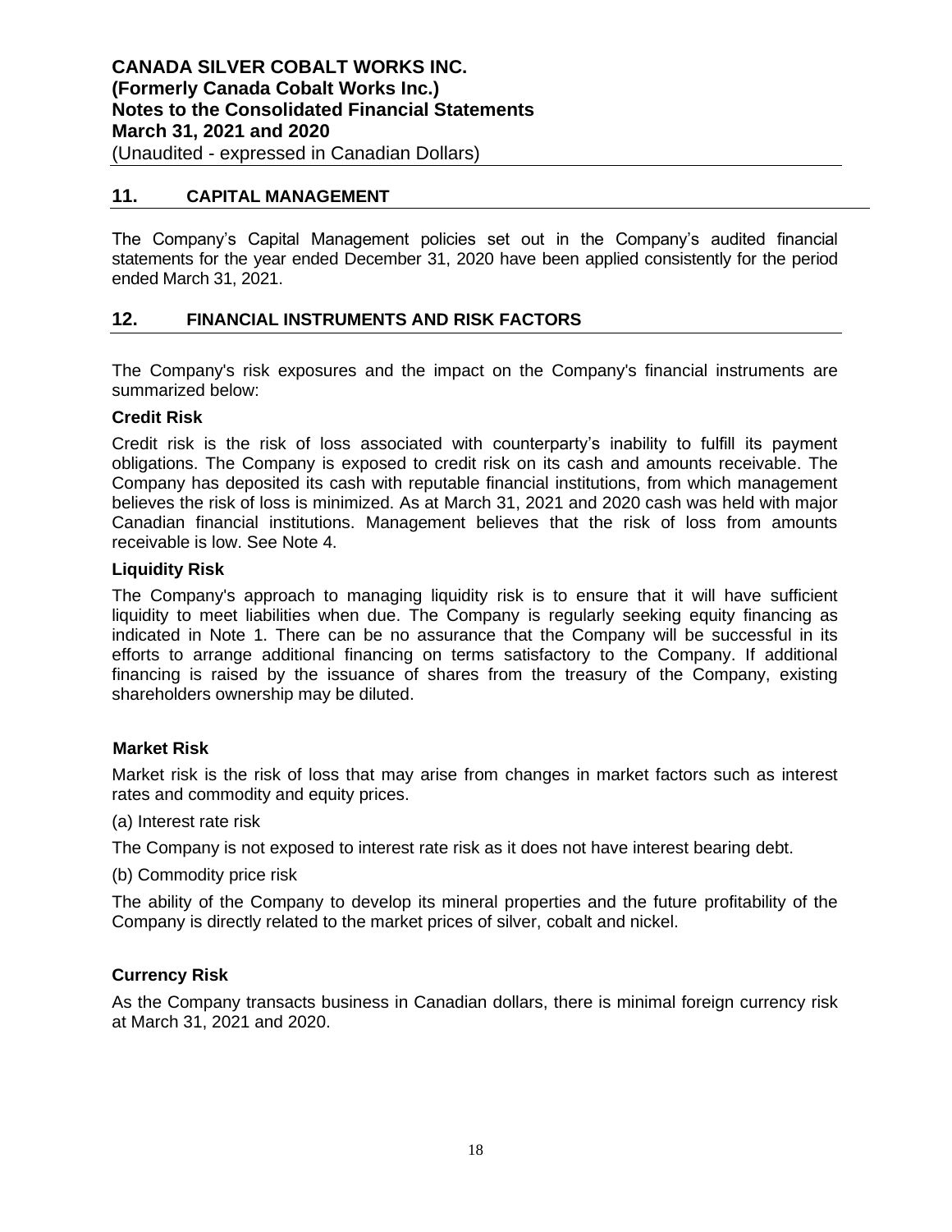## 11. CAPITAL MANAGEMENT

The Company's Capital Management policies set out in the Company's audited financial statements for the year ended December 31, 2020 have been applied consistently for the period ended March 31, 2021.

## 12. FINANCIAL INSTRUMENTS AND RISK FACTORS

The Company's risk exposures and the impact on the Company's financial instruments are summarized below:

**Credit Risk**

Credit risk is the risk of loss associated with counterparty's inability to fulfill its payment obligations. The Company is exposed to credit risk on its cash and amounts receivable. The Company has deposited its cash with reputable financial institutions, from which management believes the risk of loss is minimized. As at March 31, 2021 and 2020 cash was held with major Canadian financial institutions. Management believes that the risk of loss from amounts receivable is low. See Note 4.

**Liquidity Risk**

The Company's approach to managing liquidity risk is to ensure that it will have sufficient liquidity to meet liabilities when due. The Company is regularly seeking equity financing as indicated in Note 1. There can be no assurance that the Company will be successful in its efforts to arrange additional financing on terms satisfactory to the Company. If additional financing is raised by the issuance of shares from the treasury of the Company, existing shareholders ownership may be diluted.

**Market Risk**

Market risk is the risk of loss that may arise from changes in market factors such as interest rates and commodity and equity prices.

(a) Interest rate risk

The Company is not exposed to interest rate risk as it does not have interest bearing debt.

(b) Commodity price risk

The ability of the Company to develop its mineral properties and the future profitability of the Company is directly related to the market prices of silver, cobalt and nickel.

**Currency Risk**

As the Company transacts business in Canadian dollars, there is minimal foreign currency risk at March 31, 2021 and 2020.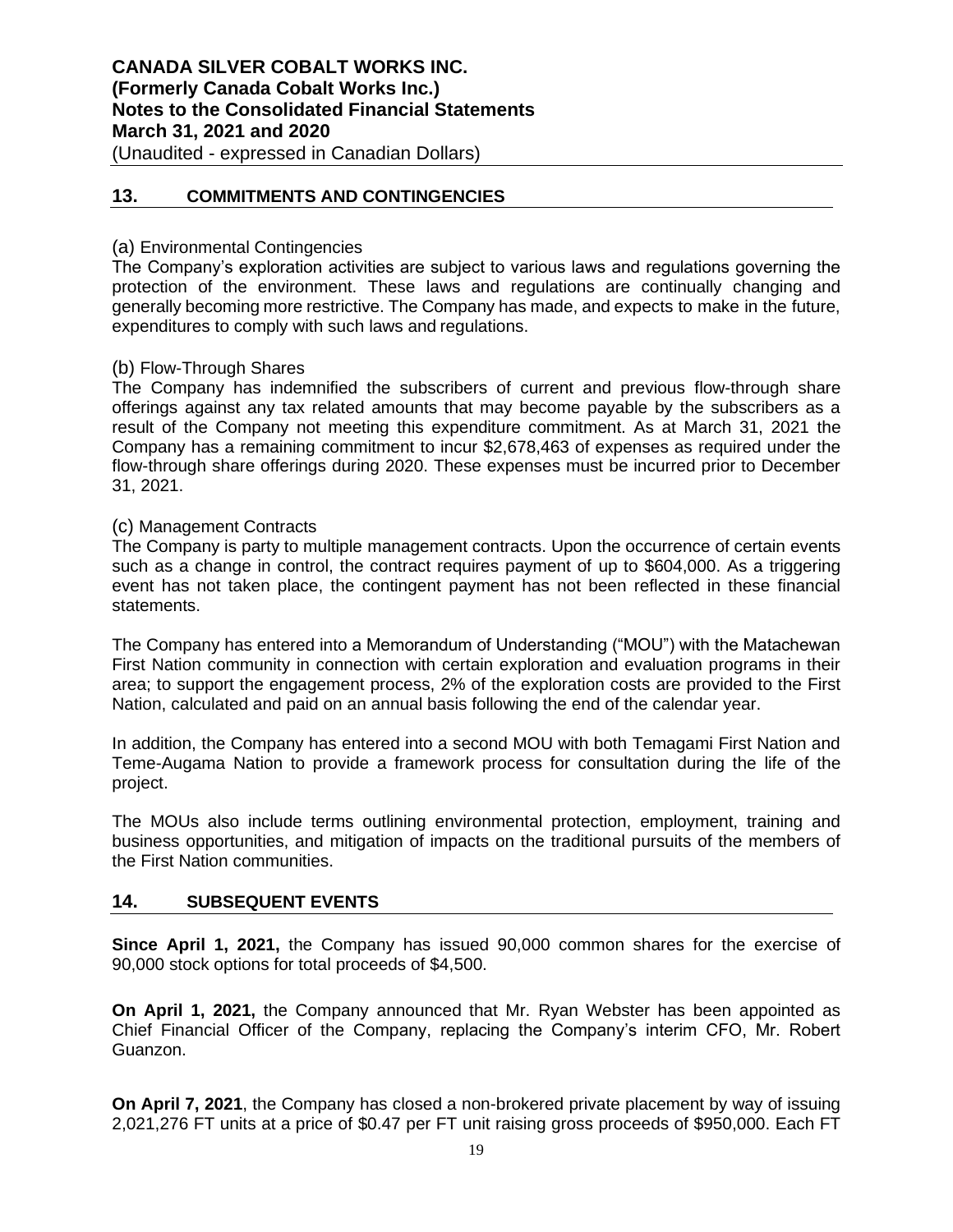## 13. COMMITMENTS AND CONTINGENCIES

(a) Environmental Contingencies

The Company's exploration activities are subject to various laws and regulations governing the protection of the environment. These laws and regulations are continually changing and generally becoming more restrictive. The Company has made, and expects to make in the future, expenditures to comply with such laws and regulations.

(b) Flow-Through Shares

The Company has indemnified the subscribers of current and previous flow-through share offerings against any tax related amounts that may become payable by the subscribers as a result of the Company not meeting this expenditure commitment. As at March 31, 2021 the Company has a remaining commitment to incur $2,678,463 of expenses as required under the flow-through share offerings during 2020. These expenses must be incurred prior to December 31, 2021.

(c) Management Contracts

The Company is party to multiple management contracts. Upon the occurrence of certain events such as a change in control, the contract requires payment of up to $604,000. As a triggering event has not taken place, the contingent payment has not been reflected in these financial statements.

The Company has entered into a Memorandum of Understanding ("MOU") with the Matachewan First Nation community in connection with certain exploration and evaluation programs in their area; to support the engagement process, 2% of the exploration costs are provided to the First Nation, calculated and paid on an annual basis following the end of the calendar year.

In addition, the Company has entered into a second MOU with both Temagami First Nation and Teme-Augama Nation to provide a framework process for consultation during the life of the project.

The MOUs also include terms outlining environmental protection, employment, training and business opportunities, and mitigation of impacts on the traditional pursuits of the members of the First Nation communities.

## 14. SUBSEQUENT EVENTS

**Since April 1, 2021,** the Company has issued 90,000 common shares for the exercise of 90,000 stock options for total proceeds of $4,500.

**On April 1, 2021,** the Company announced that Mr. Ryan Webster has been appointed as Chief Financial Officer of the Company, replacing the Company's interim CFO, Mr. Robert Guanzon.

**On April 7, 2021**, the Company has closed a non-brokered private placement by way of issuing 2,021,276 FT units at a price of $0.47 per FT unit raising gross proceeds of $950,000. Each FT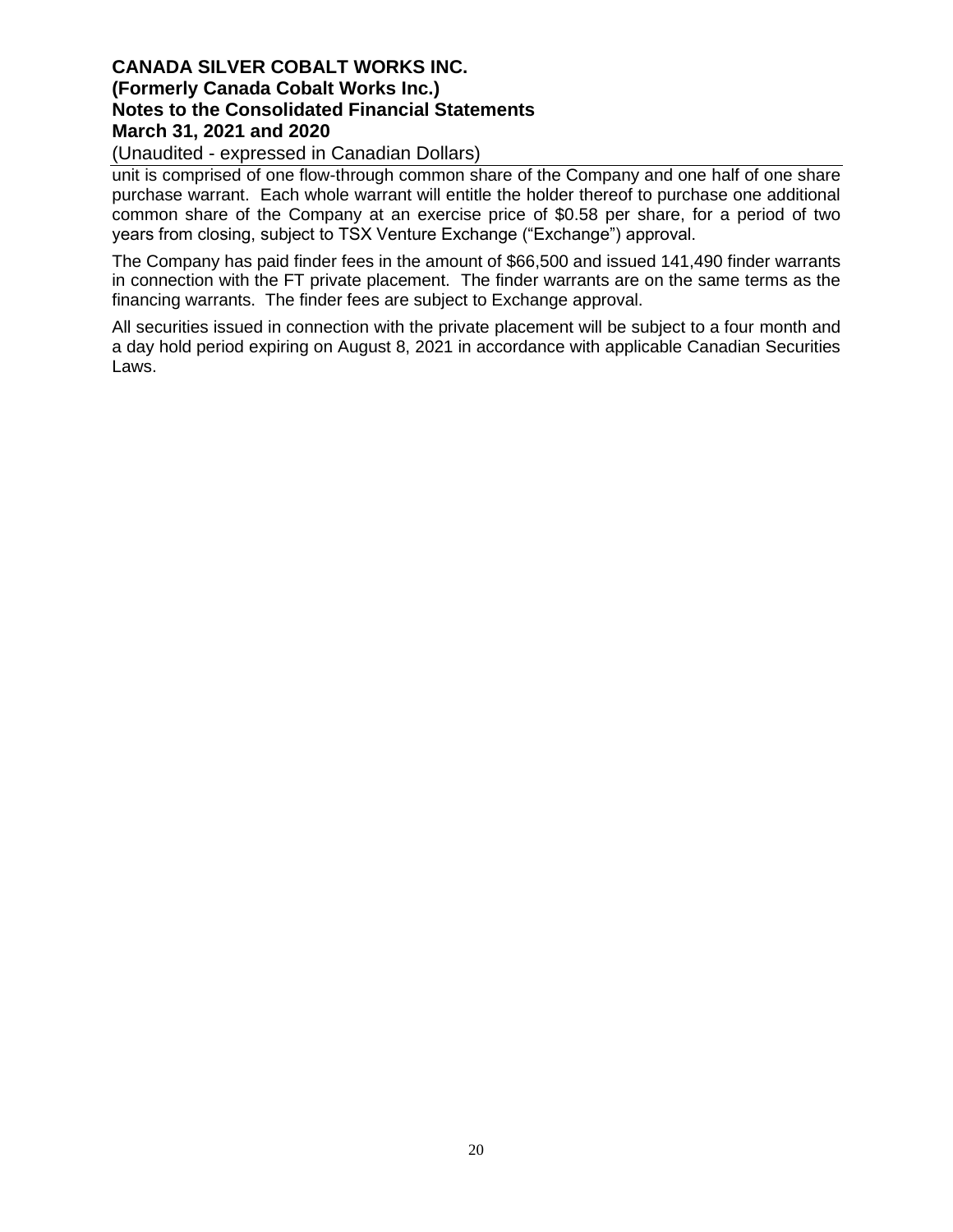unit is comprised of one flow-through common share of the Company and one half of one share purchase warrant. Each whole warrant will entitle the holder thereof to purchase one additional common share of the Company at an exercise price of $0.58 per share, for a period of two years from closing, subject to TSX Venture Exchange ("Exchange") approval.

The Company has paid finder fees in the amount of $66,500 and issued 141,490 finder warrants in connection with the FT private placement. The finder warrants are on the same terms as the financing warrants. The finder fees are subject to Exchange approval.

All securities issued in connection with the private placement will be subject to a four month and a day hold period expiring on August 8, 2021 in accordance with applicable Canadian Securities Laws.